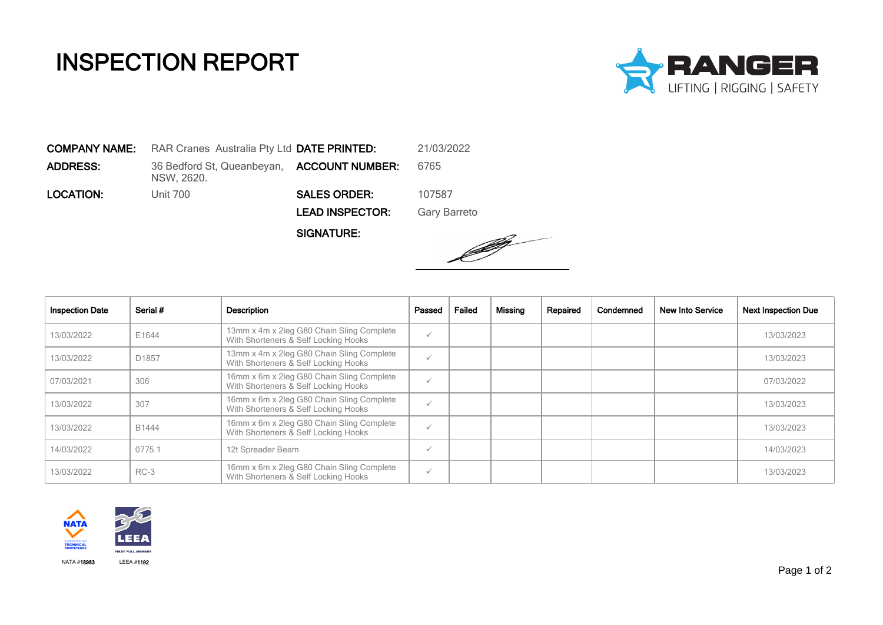# INSPECTION REPORT

RANGER
LIFTING | RIGGING | SAFETY

| | | | |
|---|---|---|---|
| **COMPANY NAME:** | RAR Cranes Australia Pty Ltd | **DATE PRINTED:** | 21/03/2022 |
| **ADDRESS:** | 36 Bedford St, Queanbeyan, NSW, 2620. | **ACCOUNT NUMBER:** | 6765 |
| **LOCATION:** | Unit 700 | **SALES ORDER:** | 107587 |
| | | **LEAD INSPECTOR:** | Gary Barreto |
| | | **SIGNATURE:** | |

| Inspection Date | Serial # | Description | Passed | Failed | Missing | Repaired | Condemned | New Into Service | Next Inspection Due |
|---|---|---|---|---|---|---|---|---|---|
| 13/03/2022 | E1644 | 13mm x 4m x 2leg G80 Chain Sling Complete With Shorteners & Self Locking Hooks | ✓ | | | | | | 13/03/2023 |
| 13/03/2022 | D1857 | 13mm x 4m x 2leg G80 Chain Sling Complete With Shorteners & Self Locking Hooks | ✓ | | | | | | 13/03/2023 |
| 07/03/2021 | 306 | 16mm x 6m x 2leg G80 Chain Sling Complete With Shorteners & Self Locking Hooks | ✓ | | | | | | 07/03/2022 |
| 13/03/2022 | 307 | 16mm x 6m x 2leg G80 Chain Sling Complete With Shorteners & Self Locking Hooks | ✓ | | | | | | 13/03/2023 |
| 13/03/2022 | B1444 | 16mm x 6m x 2leg G80 Chain Sling Complete With Shorteners & Self Locking Hooks | ✓ | | | | | | 13/03/2023 |
| 14/03/2022 | 0775.1 | 12t Spreader Beam | ✓ | | | | | | 14/03/2023 |
| 13/03/2022 | RC-3 | 16mm x 6m x 2leg G80 Chain Sling Complete With Shorteners & Self Locking Hooks | ✓ | | | | | | 13/03/2023 |

NATA ACCREDITED FOR TECHNICAL COMPETENCE — NATA #18983

LEEA FIRST FULL MEMBER — LEEA #1192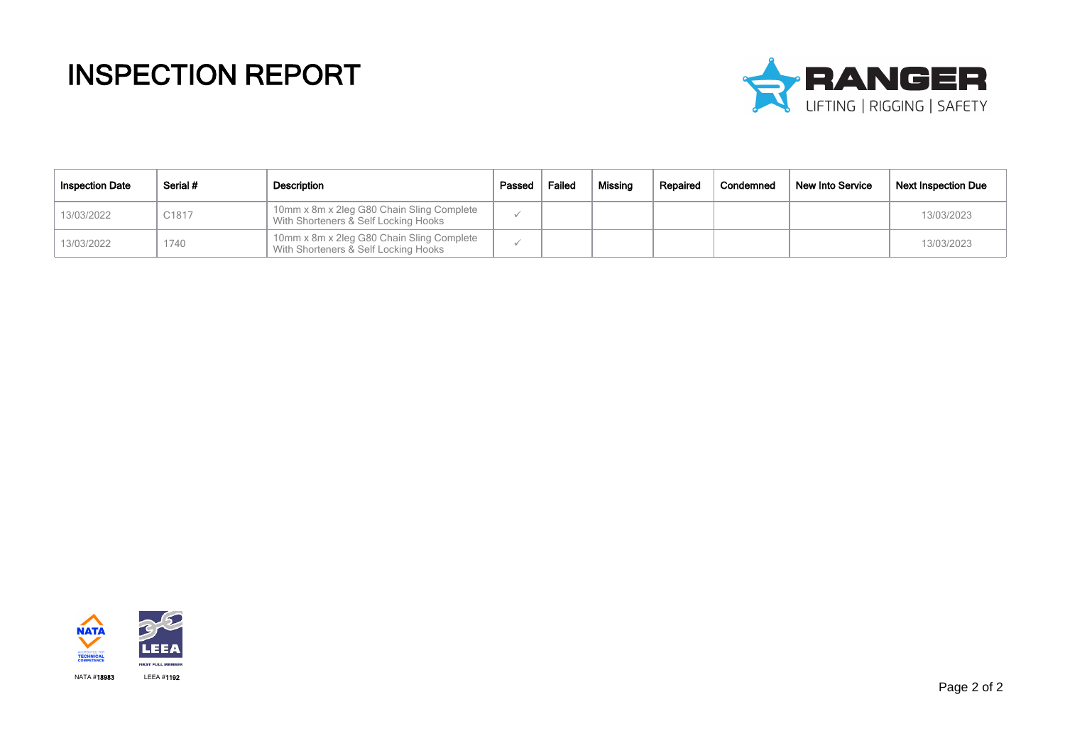# INSPECTION REPORT

RANGER
LIFTING | RIGGING | SAFETY

| Inspection Date | Serial # | Description | Passed | Failed | Missing | Repaired | Condemned | New Into Service | Next Inspection Due |
|---|---|---|---|---|---|---|---|---|---|
| 13/03/2022 | C1817 | 10mm x 8m x 2leg G80 Chain Sling Complete With Shorteners & Self Locking Hooks | ✓ | | | | | | 13/03/2023 |
| 13/03/2022 | 1740 | 10mm x 8m x 2leg G80 Chain Sling Complete With Shorteners & Self Locking Hooks | ✓ | | | | | | 13/03/2023 |

NATA
ACCREDITED FOR TECHNICAL COMPETENCE

LEEA
FIRST FULL MEMBER

NATA #18983

LEEA #1192